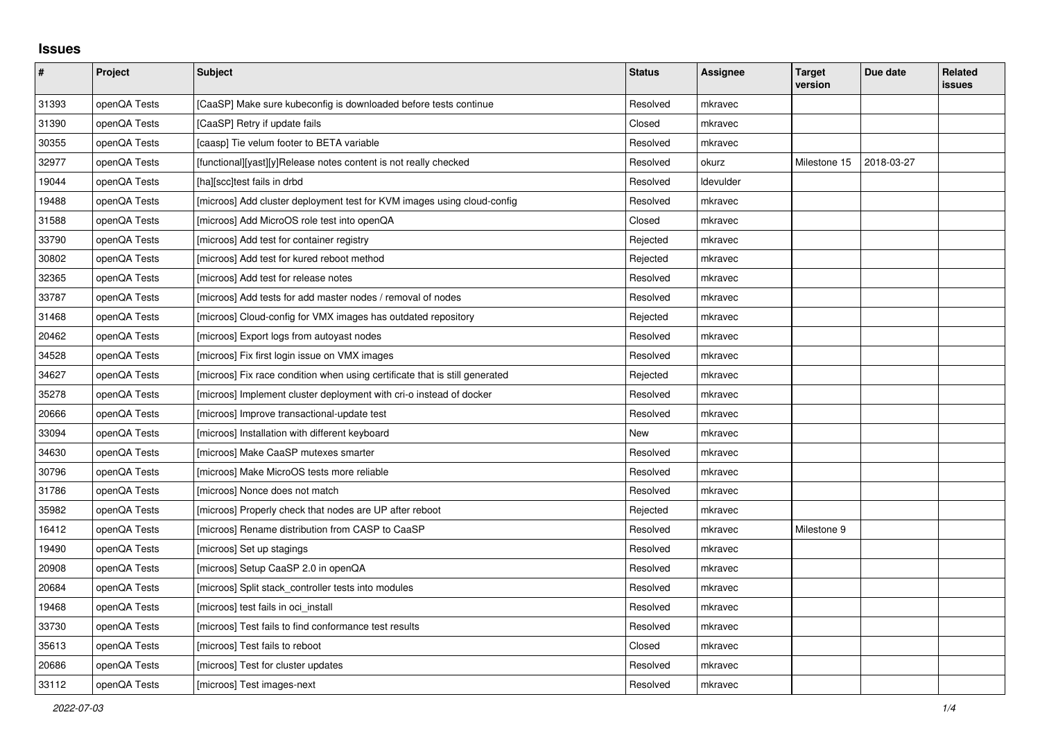# Issues

| # | Project | Subject | Status | Assignee | Target version | Due date | Related issues |
|---|---|---|---|---|---|---|---|
| 31393 | openQA Tests | [CaaSP] Make sure kubeconfig is downloaded before tests continue | Resolved | mkravec | | | |
| 31390 | openQA Tests | [CaaSP] Retry if update fails | Closed | mkravec | | | |
| 30355 | openQA Tests | [caasp] Tie velum footer to BETA variable | Resolved | mkravec | | | |
| 32977 | openQA Tests | [functional][yast][y]Release notes content is not really checked | Resolved | okurz | Milestone 15 | 2018-03-27 | |
| 19044 | openQA Tests | [ha][scc]test fails in drbd | Resolved | ldevulder | | | |
| 19488 | openQA Tests | [microos] Add cluster deployment test for KVM images using cloud-config | Resolved | mkravec | | | |
| 31588 | openQA Tests | [microos] Add MicroOS role test into openQA | Closed | mkravec | | | |
| 33790 | openQA Tests | [microos] Add test for container registry | Rejected | mkravec | | | |
| 30802 | openQA Tests | [microos] Add test for kured reboot method | Rejected | mkravec | | | |
| 32365 | openQA Tests | [microos] Add test for release notes | Resolved | mkravec | | | |
| 33787 | openQA Tests | [microos] Add tests for add master nodes / removal of nodes | Resolved | mkravec | | | |
| 31468 | openQA Tests | [microos] Cloud-config for VMX images has outdated repository | Rejected | mkravec | | | |
| 20462 | openQA Tests | [microos] Export logs from autoyast nodes | Resolved | mkravec | | | |
| 34528 | openQA Tests | [microos] Fix first login issue on VMX images | Resolved | mkravec | | | |
| 34627 | openQA Tests | [microos] Fix race condition when using certificate that is still generated | Rejected | mkravec | | | |
| 35278 | openQA Tests | [microos] Implement cluster deployment with cri-o instead of docker | Resolved | mkravec | | | |
| 20666 | openQA Tests | [microos] Improve transactional-update test | Resolved | mkravec | | | |
| 33094 | openQA Tests | [microos] Installation with different keyboard | New | mkravec | | | |
| 34630 | openQA Tests | [microos] Make CaaSP mutexes smarter | Resolved | mkravec | | | |
| 30796 | openQA Tests | [microos] Make MicroOS tests more reliable | Resolved | mkravec | | | |
| 31786 | openQA Tests | [microos] Nonce does not match | Resolved | mkravec | | | |
| 35982 | openQA Tests | [microos] Properly check that nodes are UP after reboot | Rejected | mkravec | | | |
| 16412 | openQA Tests | [microos] Rename distribution from CASP to CaaSP | Resolved | mkravec | Milestone 9 | | |
| 19490 | openQA Tests | [microos] Set up stagings | Resolved | mkravec | | | |
| 20908 | openQA Tests | [microos] Setup CaaSP 2.0 in openQA | Resolved | mkravec | | | |
| 20684 | openQA Tests | [microos] Split stack_controller tests into modules | Resolved | mkravec | | | |
| 19468 | openQA Tests | [microos] test fails in oci_install | Resolved | mkravec | | | |
| 33730 | openQA Tests | [microos] Test fails to find conformance test results | Resolved | mkravec | | | |
| 35613 | openQA Tests | [microos] Test fails to reboot | Closed | mkravec | | | |
| 20686 | openQA Tests | [microos] Test for cluster updates | Resolved | mkravec | | | |
| 33112 | openQA Tests | [microos] Test images-next | Resolved | mkravec | | | |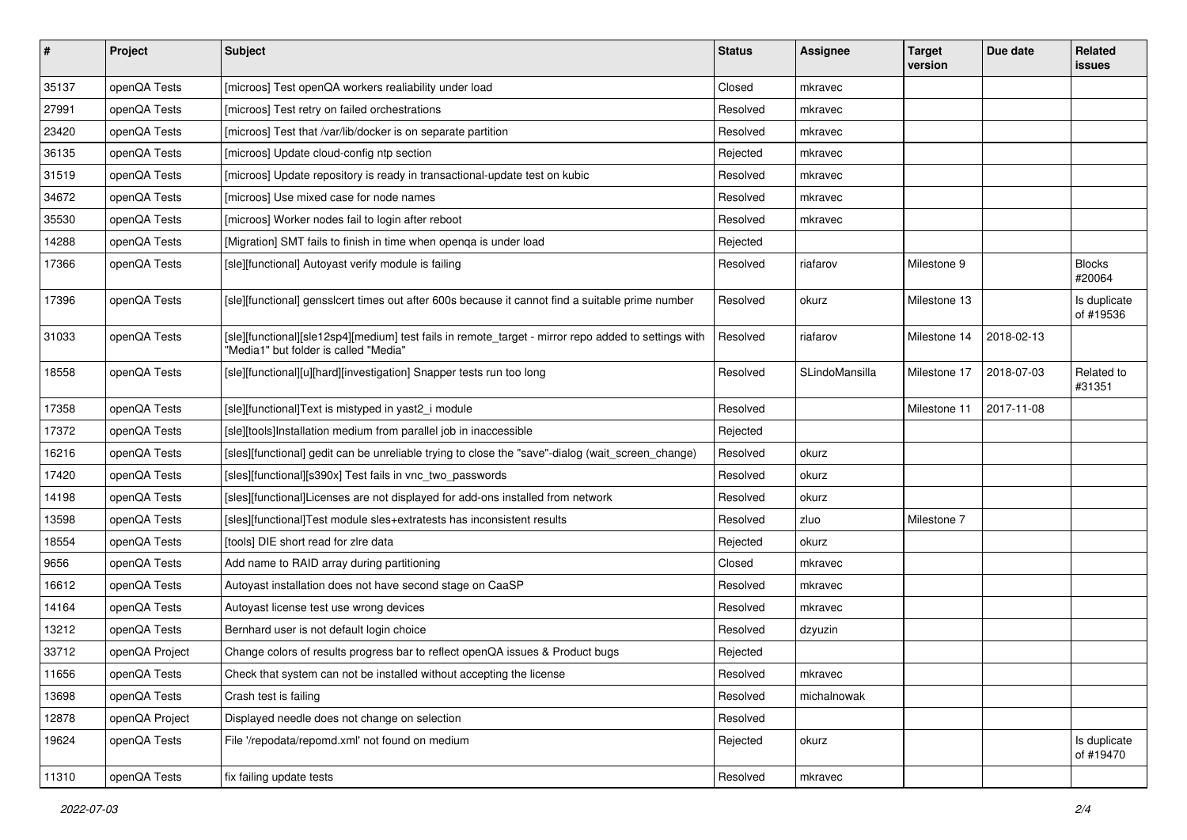| # | Project | Subject | Status | Assignee | Target version | Due date | Related issues |
|---|---|---|---|---|---|---|---|
| 35137 | openQA Tests | [microos] Test openQA workers realiability under load | Closed | mkravec | | | |
| 27991 | openQA Tests | [microos] Test retry on failed orchestrations | Resolved | mkravec | | | |
| 23420 | openQA Tests | [microos] Test that /var/lib/docker is on separate partition | Resolved | mkravec | | | |
| 36135 | openQA Tests | [microos] Update cloud-config ntp section | Rejected | mkravec | | | |
| 31519 | openQA Tests | [microos] Update repository is ready in transactional-update test on kubic | Resolved | mkravec | | | |
| 34672 | openQA Tests | [microos] Use mixed case for node names | Resolved | mkravec | | | |
| 35530 | openQA Tests | [microos] Worker nodes fail to login after reboot | Resolved | mkravec | | | |
| 14288 | openQA Tests | [Migration] SMT fails to finish in time when openqa is under load | Rejected | | | | |
| 17366 | openQA Tests | [sle][functional] Autoyast verify module is failing | Resolved | riafarov | Milestone 9 | | Blocks #20064 |
| 17396 | openQA Tests | [sle][functional] gensslcert times out after 600s because it cannot find a suitable prime number | Resolved | okurz | Milestone 13 | | Is duplicate of #19536 |
| 31033 | openQA Tests | [sle][functional][sle12sp4][medium] test fails in remote_target - mirror repo added to settings with "Media1" but folder is called "Media" | Resolved | riafarov | Milestone 14 | 2018-02-13 | |
| 18558 | openQA Tests | [sle][functional][u][hard][investigation] Snapper tests run too long | Resolved | SLindoMansilla | Milestone 17 | 2018-07-03 | Related to #31351 |
| 17358 | openQA Tests | [sle][functional]Text is mistyped in yast2_i module | Resolved | | Milestone 11 | 2017-11-08 | |
| 17372 | openQA Tests | [sle][tools]Installation medium from parallel job in inaccessible | Rejected | | | | |
| 16216 | openQA Tests | [sles][functional] gedit can be unreliable trying to close the "save"-dialog (wait_screen_change) | Resolved | okurz | | | |
| 17420 | openQA Tests | [sles][functional][s390x] Test fails in vnc_two_passwords | Resolved | okurz | | | |
| 14198 | openQA Tests | [sles][functional]Licenses are not displayed for add-ons installed from network | Resolved | okurz | | | |
| 13598 | openQA Tests | [sles][functional]Test module sles+extratests has inconsistent results | Resolved | zluo | Milestone 7 | | |
| 18554 | openQA Tests | [tools] DIE short read for zlre data | Rejected | okurz | | | |
| 9656 | openQA Tests | Add name to RAID array during partitioning | Closed | mkravec | | | |
| 16612 | openQA Tests | Autoyast installation does not have second stage on CaaSP | Resolved | mkravec | | | |
| 14164 | openQA Tests | Autoyast license test use wrong devices | Resolved | mkravec | | | |
| 13212 | openQA Tests | Bernhard user is not default login choice | Resolved | dzyuzin | | | |
| 33712 | openQA Project | Change colors of results progress bar to reflect openQA issues & Product bugs | Rejected | | | | |
| 11656 | openQA Tests | Check that system can not be installed without accepting the license | Resolved | mkravec | | | |
| 13698 | openQA Tests | Crash test is failing | Resolved | michalnowak | | | |
| 12878 | openQA Project | Displayed needle does not change on selection | Resolved | | | | |
| 19624 | openQA Tests | File '/repodata/repomd.xml' not found on medium | Rejected | okurz | | | Is duplicate of #19470 |
| 11310 | openQA Tests | fix failing update tests | Resolved | mkravec | | | |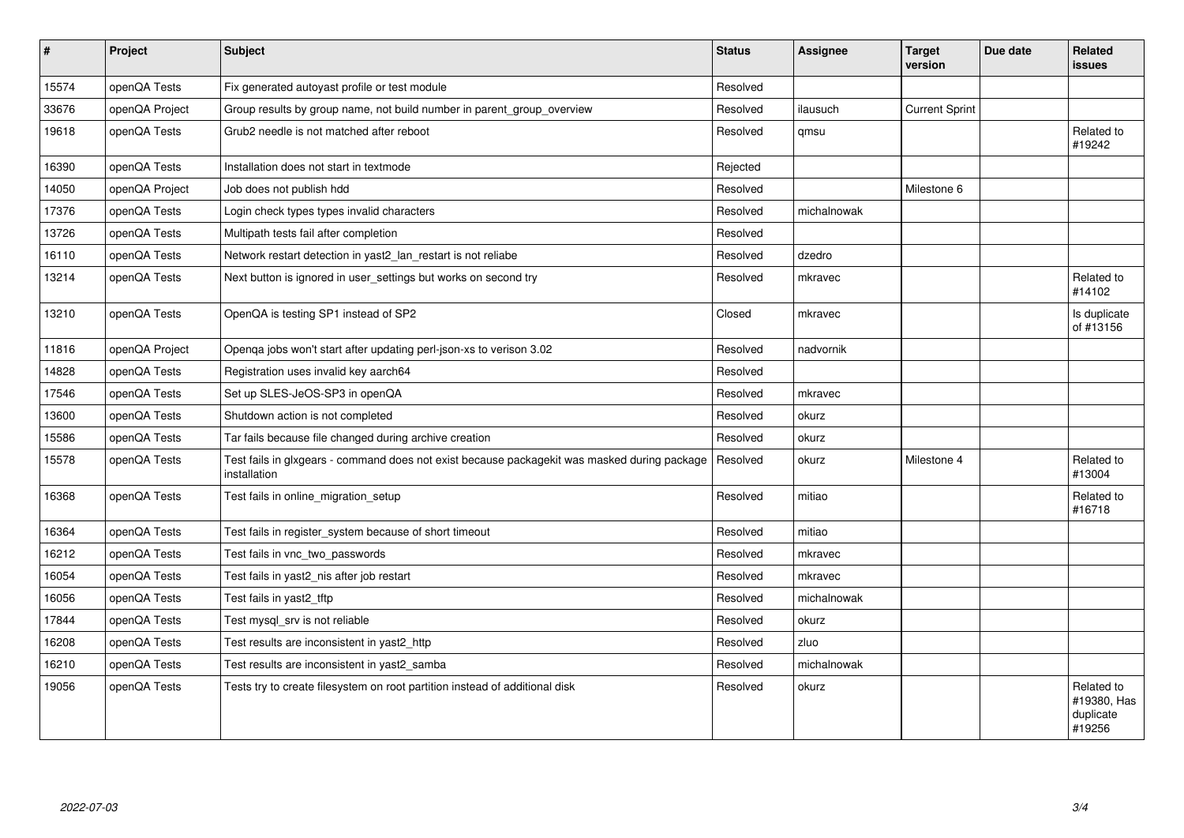| # | Project | Subject | Status | Assignee | Target version | Due date | Related issues |
|---|---|---|---|---|---|---|---|
| 15574 | openQA Tests | Fix generated autoyast profile or test module | Resolved | | | | |
| 33676 | openQA Project | Group results by group name, not build number in parent_group_overview | Resolved | ilausuch | Current Sprint | | |
| 19618 | openQA Tests | Grub2 needle is not matched after reboot | Resolved | qmsu | | | Related to #19242 |
| 16390 | openQA Tests | Installation does not start in textmode | Rejected | | | | |
| 14050 | openQA Project | Job does not publish hdd | Resolved | | Milestone 6 | | |
| 17376 | openQA Tests | Login check types types invalid characters | Resolved | michalnowak | | | |
| 13726 | openQA Tests | Multipath tests fail after completion | Resolved | | | | |
| 16110 | openQA Tests | Network restart detection in yast2_lan_restart is not reliabe | Resolved | dzedro | | | |
| 13214 | openQA Tests | Next button is ignored in user_settings but works on second try | Resolved | mkravec | | | Related to #14102 |
| 13210 | openQA Tests | OpenQA is testing SP1 instead of SP2 | Closed | mkravec | | | Is duplicate of #13156 |
| 11816 | openQA Project | Openqa jobs won't start after updating perl-json-xs to verison 3.02 | Resolved | nadvornik | | | |
| 14828 | openQA Tests | Registration uses invalid key aarch64 | Resolved | | | | |
| 17546 | openQA Tests | Set up SLES-JeOS-SP3 in openQA | Resolved | mkravec | | | |
| 13600 | openQA Tests | Shutdown action is not completed | Resolved | okurz | | | |
| 15586 | openQA Tests | Tar fails because file changed during archive creation | Resolved | okurz | | | |
| 15578 | openQA Tests | Test fails in glxgears - command does not exist because packagekit was masked during package installation | Resolved | okurz | Milestone 4 | | Related to #13004 |
| 16368 | openQA Tests | Test fails in online_migration_setup | Resolved | mitiao | | | Related to #16718 |
| 16364 | openQA Tests | Test fails in register_system because of short timeout | Resolved | mitiao | | | |
| 16212 | openQA Tests | Test fails in vnc_two_passwords | Resolved | mkravec | | | |
| 16054 | openQA Tests | Test fails in yast2_nis after job restart | Resolved | mkravec | | | |
| 16056 | openQA Tests | Test fails in yast2_tftp | Resolved | michalnowak | | | |
| 17844 | openQA Tests | Test mysql_srv is not reliable | Resolved | okurz | | | |
| 16208 | openQA Tests | Test results are inconsistent in yast2_http | Resolved | zluo | | | |
| 16210 | openQA Tests | Test results are inconsistent in yast2_samba | Resolved | michalnowak | | | |
| 19056 | openQA Tests | Tests try to create filesystem on root partition instead of additional disk | Resolved | okurz | | | Related to #19380, Has duplicate #19256 |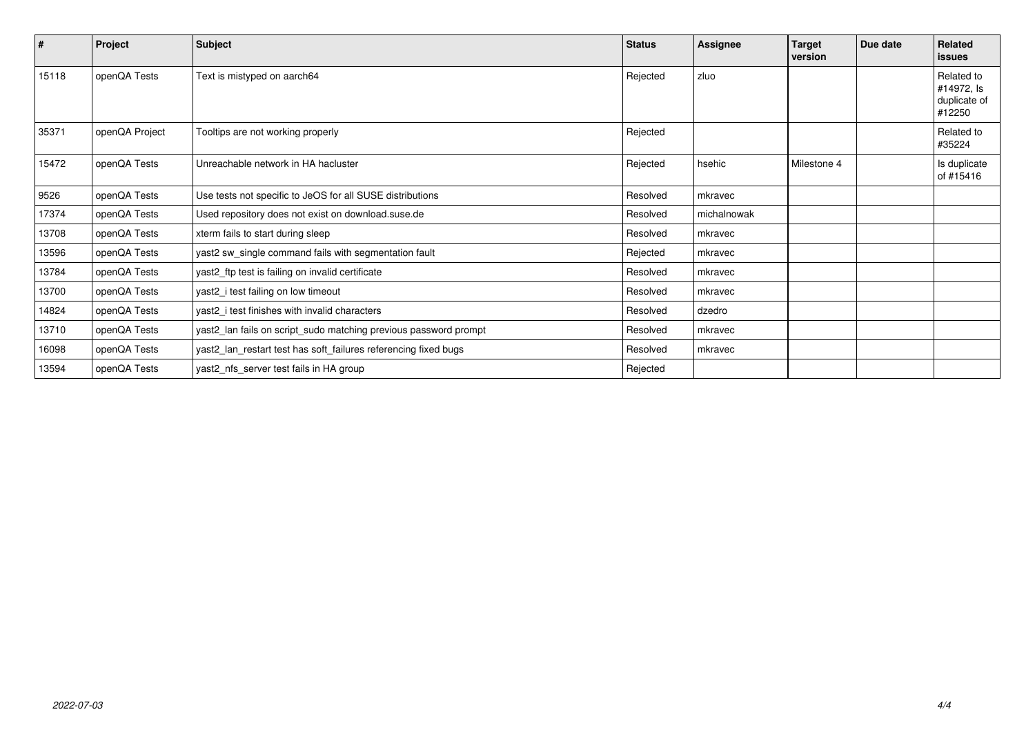| # | Project | Subject | Status | Assignee | Target version | Due date | Related issues |
|---|---|---|---|---|---|---|---|
| 15118 | openQA Tests | Text is mistyped on aarch64 | Rejected | zluo | | | Related to #14972, Is duplicate of #12250 |
| 35371 | openQA Project | Tooltips are not working properly | Rejected | | | | Related to #35224 |
| 15472 | openQA Tests | Unreachable network in HA hacluster | Rejected | hsehic | Milestone 4 | | Is duplicate of #15416 |
| 9526 | openQA Tests | Use tests not specific to JeOS for all SUSE distributions | Resolved | mkravec | | | |
| 17374 | openQA Tests | Used repository does not exist on download.suse.de | Resolved | michalnowak | | | |
| 13708 | openQA Tests | xterm fails to start during sleep | Resolved | mkravec | | | |
| 13596 | openQA Tests | yast2 sw_single command fails with segmentation fault | Rejected | mkravec | | | |
| 13784 | openQA Tests | yast2_ftp test is failing on invalid certificate | Resolved | mkravec | | | |
| 13700 | openQA Tests | yast2_i test failing on low timeout | Resolved | mkravec | | | |
| 14824 | openQA Tests | yast2_i test finishes with invalid characters | Resolved | dzedro | | | |
| 13710 | openQA Tests | yast2_lan fails on script_sudo matching previous password prompt | Resolved | mkravec | | | |
| 16098 | openQA Tests | yast2_lan_restart test has soft_failures referencing fixed bugs | Resolved | mkravec | | | |
| 13594 | openQA Tests | yast2_nfs_server test fails in HA group | Rejected | | | | |